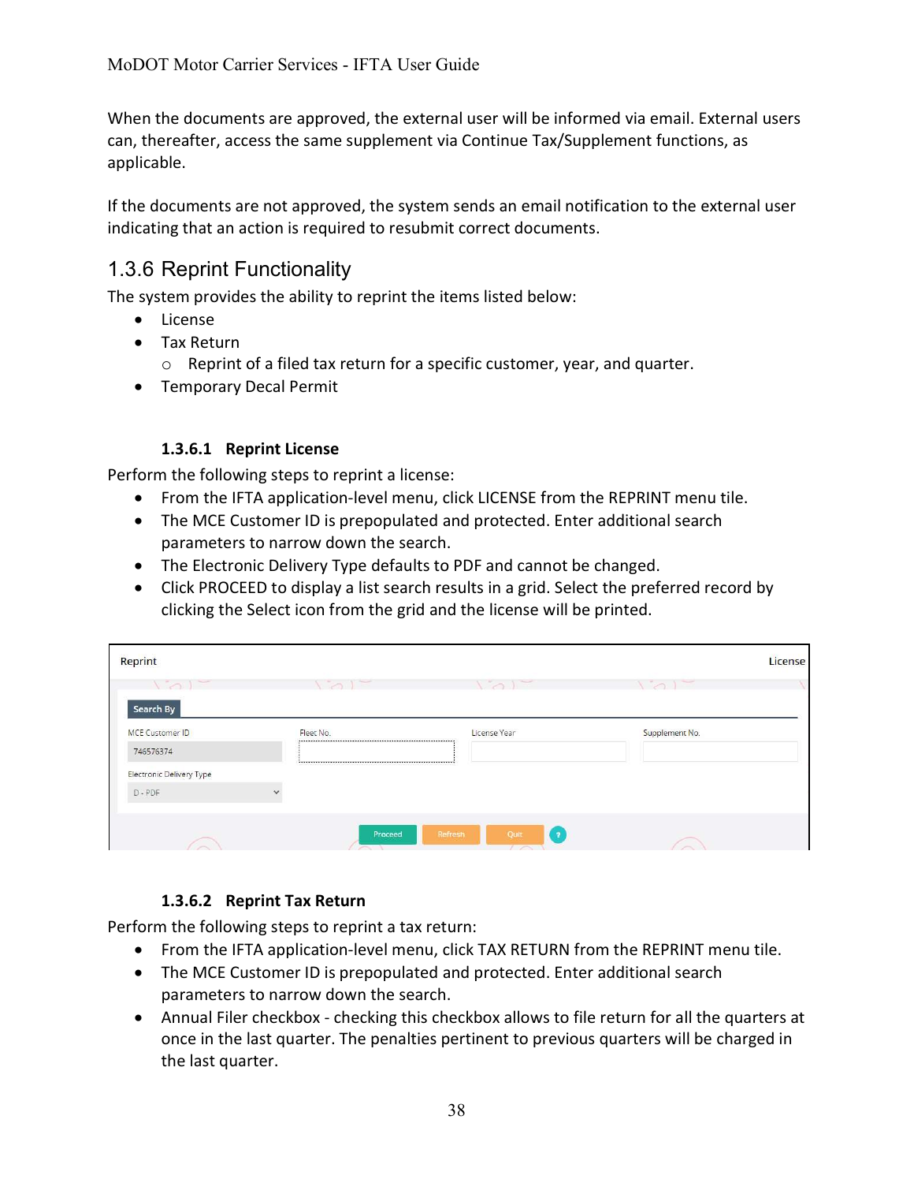When the documents are approved, the external user will be informed via email. External users can, thereafter, access the same supplement via Continue Tax/Supplement functions, as applicable.

If the documents are not approved, the system sends an email notification to the external user indicating that an action is required to resubmit correct documents.

## 1.3.6 Reprint Functionality

The system provides the ability to reprint the items listed below:

- License
- Tax Return
    - Reprint of a filed tax return for a specific customer, year, and quarter.
- Temporary Decal Permit

### 1.3.6.1 Reprint License

Perform the following steps to reprint a license:

- From the IFTA application-level menu, click LICENSE from the REPRINT menu tile.
- The MCE Customer ID is prepopulated and protected. Enter additional search parameters to narrow down the search.
- The Electronic Delivery Type defaults to PDF and cannot be changed.
- Click PROCEED to display a list search results in a grid. Select the preferred record by clicking the Select icon from the grid and the license will be printed.

Reprint | License

Search By

| MCE Customer ID | Fleet No. | License Year | Supplement No. |
| --- | --- | --- | --- |
| 746576374 | | | |

Electronic Delivery Type: D - PDF

Proceed | Refresh | Quit | ?

### 1.3.6.2 Reprint Tax Return

Perform the following steps to reprint a tax return:

- From the IFTA application-level menu, click TAX RETURN from the REPRINT menu tile.
- The MCE Customer ID is prepopulated and protected. Enter additional search parameters to narrow down the search.
- Annual Filer checkbox - checking this checkbox allows to file return for all the quarters at once in the last quarter. The penalties pertinent to previous quarters will be charged in the last quarter.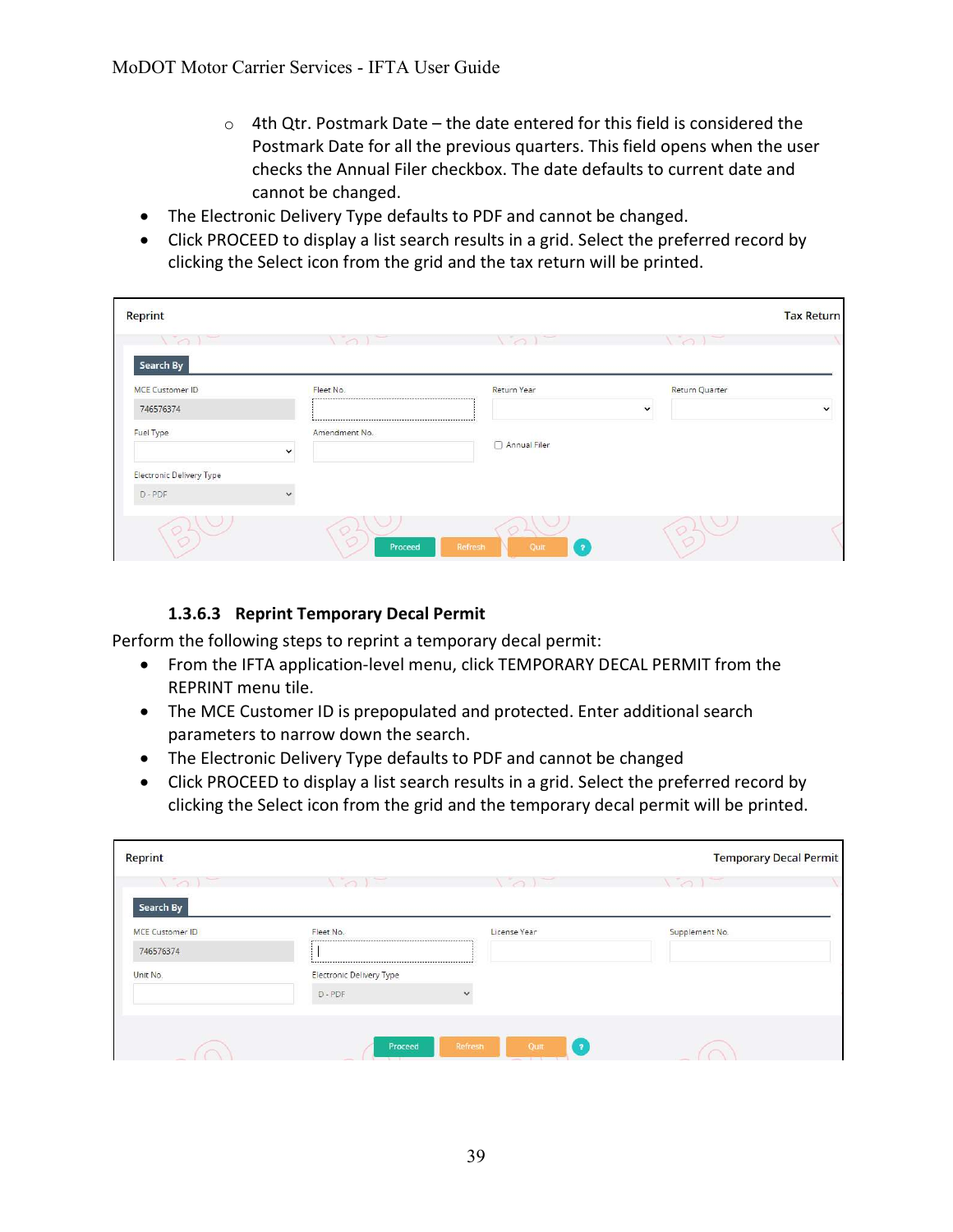- 4th Qtr. Postmark Date – the date entered for this field is considered the Postmark Date for all the previous quarters. This field opens when the user checks the Annual Filer checkbox. The date defaults to current date and cannot be changed.
- The Electronic Delivery Type defaults to PDF and cannot be changed.
- Click PROCEED to display a list search results in a grid. Select the preferred record by clicking the Select icon from the grid and the tax return will be printed.

#### 1.3.6.3 Reprint Temporary Decal Permit

Perform the following steps to reprint a temporary decal permit:

- From the IFTA application-level menu, click TEMPORARY DECAL PERMIT from the REPRINT menu tile.
- The MCE Customer ID is prepopulated and protected. Enter additional search parameters to narrow down the search.
- The Electronic Delivery Type defaults to PDF and cannot be changed
- Click PROCEED to display a list search results in a grid. Select the preferred record by clicking the Select icon from the grid and the temporary decal permit will be printed.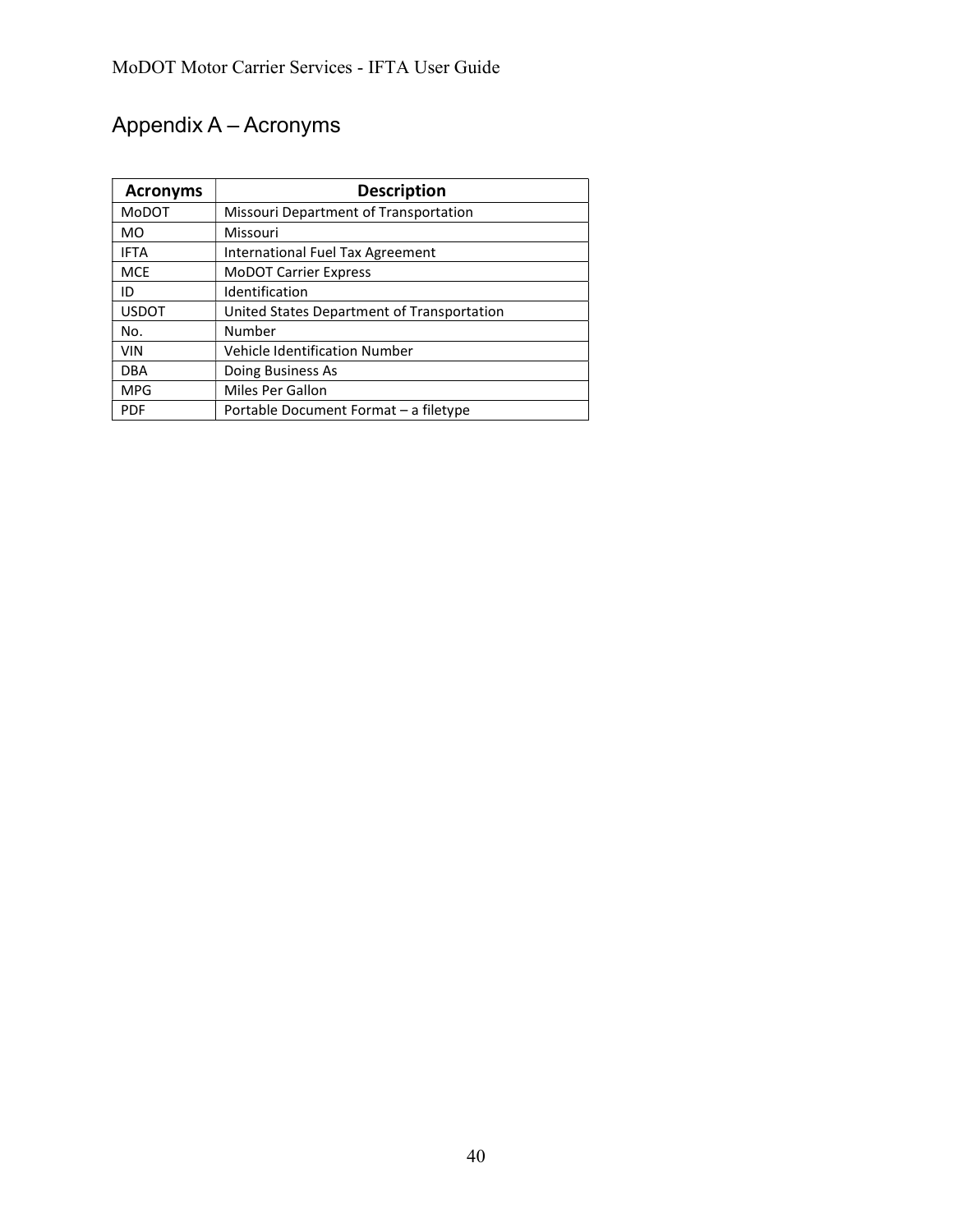## Appendix A – Acronyms

| Acronyms | Description |
| --- | --- |
| MoDOT | Missouri Department of Transportation |
| MO | Missouri |
| IFTA | International Fuel Tax Agreement |
| MCE | MoDOT Carrier Express |
| ID | Identification |
| USDOT | United States Department of Transportation |
| No. | Number |
| VIN | Vehicle Identification Number |
| DBA | Doing Business As |
| MPG | Miles Per Gallon |
| PDF | Portable Document Format – a filetype |